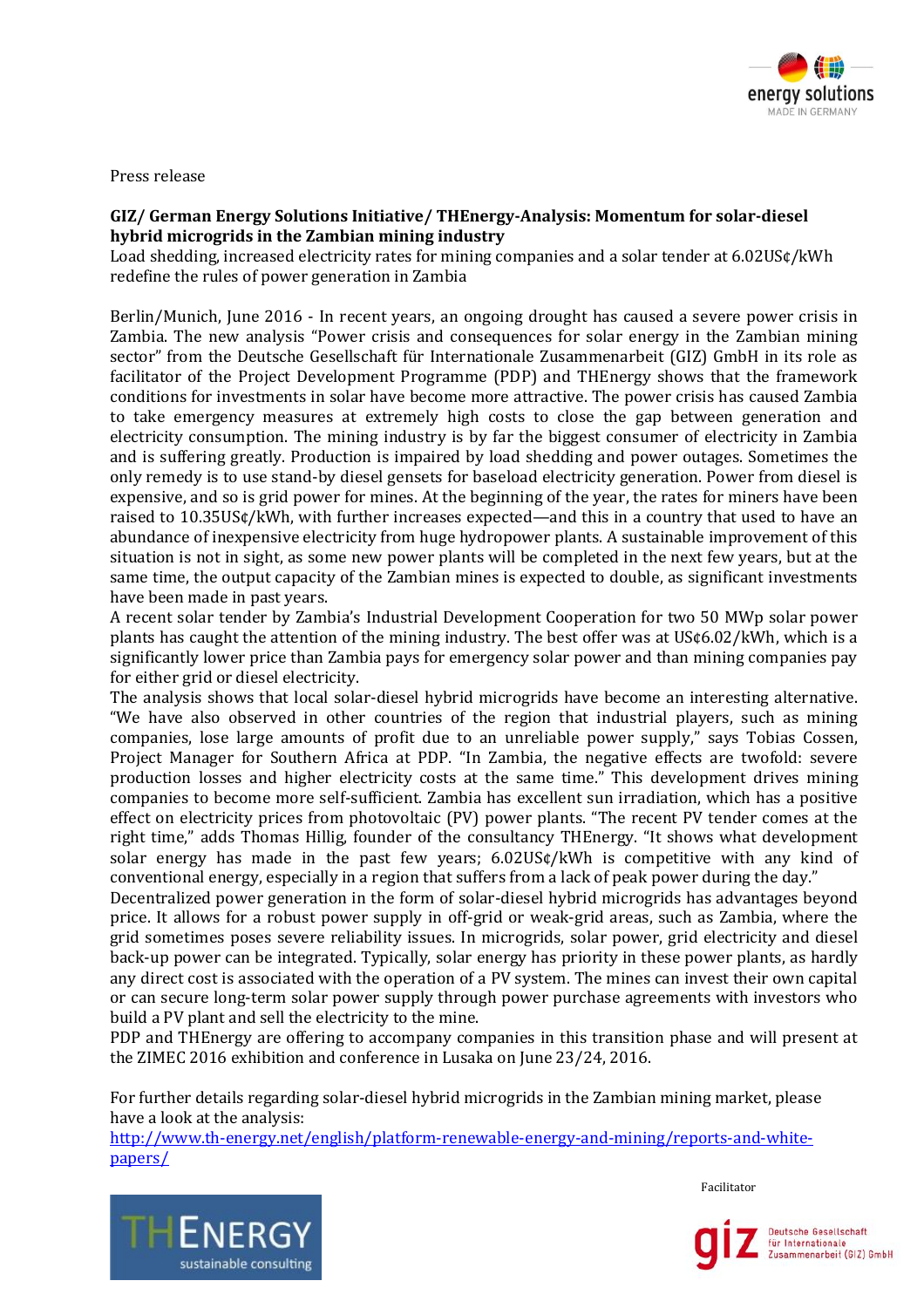Press release

**GIZ/ German Energy Solutions Initiative/ THEnergy-Analysis: Momentum for solar-diesel hybrid microgrids in the Zambian mining industry**

Load shedding, increased electricity rates for mining companies and a solar tender at 6.02US¢/kWh redefine the rules of power generation in Zambia

Berlin/Munich, June 2016 - In recent years, an ongoing drought has caused a severe power crisis in Zambia. The new analysis "Power crisis and consequences for solar energy in the Zambian mining sector" from the Deutsche Gesellschaft für Internationale Zusammenarbeit (GIZ) GmbH in its role as facilitator of the Project Development Programme (PDP) and THEnergy shows that the framework conditions for investments in solar have become more attractive. The power crisis has caused Zambia to take emergency measures at extremely high costs to close the gap between generation and electricity consumption. The mining industry is by far the biggest consumer of electricity in Zambia and is suffering greatly. Production is impaired by load shedding and power outages. Sometimes the only remedy is to use stand-by diesel gensets for baseload electricity generation. Power from diesel is expensive, and so is grid power for mines. At the beginning of the year, the rates for miners have been raised to 10.35US¢/kWh, with further increases expected—and this in a country that used to have an abundance of inexpensive electricity from huge hydropower plants. A sustainable improvement of this situation is not in sight, as some new power plants will be completed in the next few years, but at the same time, the output capacity of the Zambian mines is expected to double, as significant investments have been made in past years.

A recent solar tender by Zambia's Industrial Development Cooperation for two 50 MWp solar power plants has caught the attention of the mining industry. The best offer was at US¢6.02/kWh, which is a significantly lower price than Zambia pays for emergency solar power and than mining companies pay for either grid or diesel electricity.

The analysis shows that local solar-diesel hybrid microgrids have become an interesting alternative. "We have also observed in other countries of the region that industrial players, such as mining companies, lose large amounts of profit due to an unreliable power supply," says Tobias Cossen, Project Manager for Southern Africa at PDP. "In Zambia, the negative effects are twofold: severe production losses and higher electricity costs at the same time." This development drives mining companies to become more self-sufficient. Zambia has excellent sun irradiation, which has a positive effect on electricity prices from photovoltaic (PV) power plants. "The recent PV tender comes at the right time," adds Thomas Hillig, founder of the consultancy THEnergy. "It shows what development solar energy has made in the past few years; 6.02US¢/kWh is competitive with any kind of conventional energy, especially in a region that suffers from a lack of peak power during the day."

Decentralized power generation in the form of solar-diesel hybrid microgrids has advantages beyond price. It allows for a robust power supply in off-grid or weak-grid areas, such as Zambia, where the grid sometimes poses severe reliability issues. In microgrids, solar power, grid electricity and diesel back-up power can be integrated. Typically, solar energy has priority in these power plants, as hardly any direct cost is associated with the operation of a PV system. The mines can invest their own capital or can secure long-term solar power supply through power purchase agreements with investors who build a PV plant and sell the electricity to the mine.

PDP and THEnergy are offering to accompany companies in this transition phase and will present at the ZIMEC 2016 exhibition and conference in Lusaka on June 23/24, 2016.

For further details regarding solar-diesel hybrid microgrids in the Zambian mining market, please have a look at the analysis:
[http://www.th-energy.net/english/platform-renewable-energy-and-mining/reports-and-white-papers/](http://www.th-energy.net/english/platform-renewable-energy-and-mining/reports-and-white-papers/)

Facilitator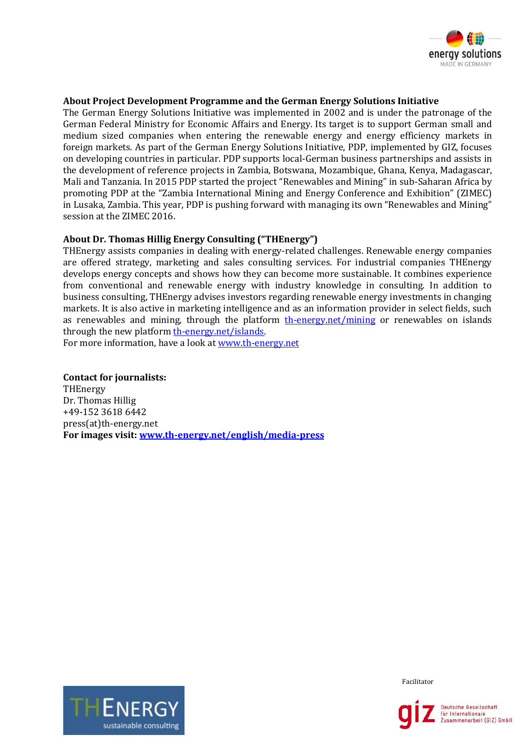**About Project Development Programme and the German Energy Solutions Initiative**

The German Energy Solutions Initiative was implemented in 2002 and is under the patronage of the German Federal Ministry for Economic Affairs and Energy. Its target is to support German small and medium sized companies when entering the renewable energy and energy efficiency markets in foreign markets. As part of the German Energy Solutions Initiative, PDP, implemented by GIZ, focuses on developing countries in particular. PDP supports local-German business partnerships and assists in the development of reference projects in Zambia, Botswana, Mozambique, Ghana, Kenya, Madagascar, Mali and Tanzania. In 2015 PDP started the project "Renewables and Mining" in sub-Saharan Africa by promoting PDP at the "Zambia International Mining and Energy Conference and Exhibition" (ZIMEC) in Lusaka, Zambia. This year, PDP is pushing forward with managing its own "Renewables and Mining" session at the ZIMEC 2016.

**About Dr. Thomas Hillig Energy Consulting ("THEnergy")**

THEnergy assists companies in dealing with energy-related challenges. Renewable energy companies are offered strategy, marketing and sales consulting services. For industrial companies THEnergy develops energy concepts and shows how they can become more sustainable. It combines experience from conventional and renewable energy with industry knowledge in consulting. In addition to business consulting, THEnergy advises investors regarding renewable energy investments in changing markets. It is also active in marketing intelligence and as an information provider in select fields, such as renewables and mining, through the platform th-energy.net/mining or renewables on islands through the new platform th-energy.net/islands.
For more information, have a look at www.th-energy.net

**Contact for journalists:**
THEnergy
Dr. Thomas Hillig
+49-152 3618 6442
press(at)th-energy.net
**For images visit: www.th-energy.net/english/media-press**

Facilitator